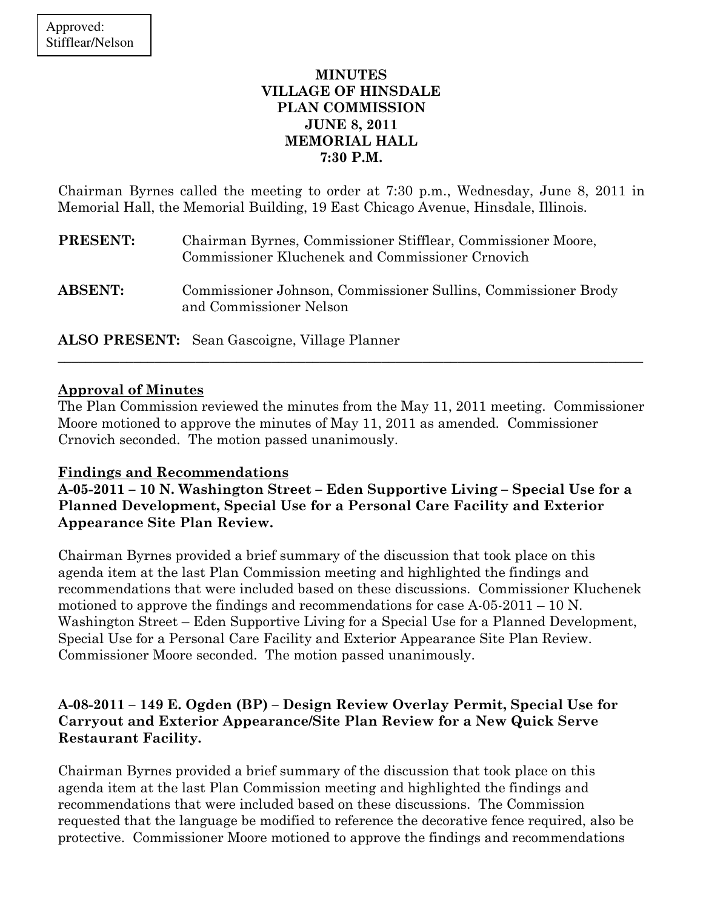Approved:
Stifflear/Nelson

# MINUTES
# VILLAGE OF HINSDALE
# PLAN COMMISSION
# JUNE 8, 2011
# MEMORIAL HALL
# 7:30 P.M.

Chairman Byrnes called the meeting to order at 7:30 p.m., Wednesday, June 8, 2011 in Memorial Hall, the Memorial Building, 19 East Chicago Avenue, Hinsdale, Illinois.

**PRESENT:** Chairman Byrnes, Commissioner Stifflear, Commissioner Moore, Commissioner Kluchenek and Commissioner Crnovich

**ABSENT:** Commissioner Johnson, Commissioner Sullins, Commissioner Brody and Commissioner Nelson

**ALSO PRESENT:** Sean Gascoigne, Village Planner

---

**Approval of Minutes**

The Plan Commission reviewed the minutes from the May 11, 2011 meeting. Commissioner Moore motioned to approve the minutes of May 11, 2011 as amended. Commissioner Crnovich seconded. The motion passed unanimously.

**Findings and Recommendations**

**A-05-2011 – 10 N. Washington Street – Eden Supportive Living – Special Use for a Planned Development, Special Use for a Personal Care Facility and Exterior Appearance Site Plan Review.**

Chairman Byrnes provided a brief summary of the discussion that took place on this agenda item at the last Plan Commission meeting and highlighted the findings and recommendations that were included based on these discussions. Commissioner Kluchenek motioned to approve the findings and recommendations for case A-05-2011 – 10 N. Washington Street – Eden Supportive Living for a Special Use for a Planned Development, Special Use for a Personal Care Facility and Exterior Appearance Site Plan Review. Commissioner Moore seconded. The motion passed unanimously.

**A-08-2011 – 149 E. Ogden (BP) – Design Review Overlay Permit, Special Use for Carryout and Exterior Appearance/Site Plan Review for a New Quick Serve Restaurant Facility.**

Chairman Byrnes provided a brief summary of the discussion that took place on this agenda item at the last Plan Commission meeting and highlighted the findings and recommendations that were included based on these discussions. The Commission requested that the language be modified to reference the decorative fence required, also be protective. Commissioner Moore motioned to approve the findings and recommendations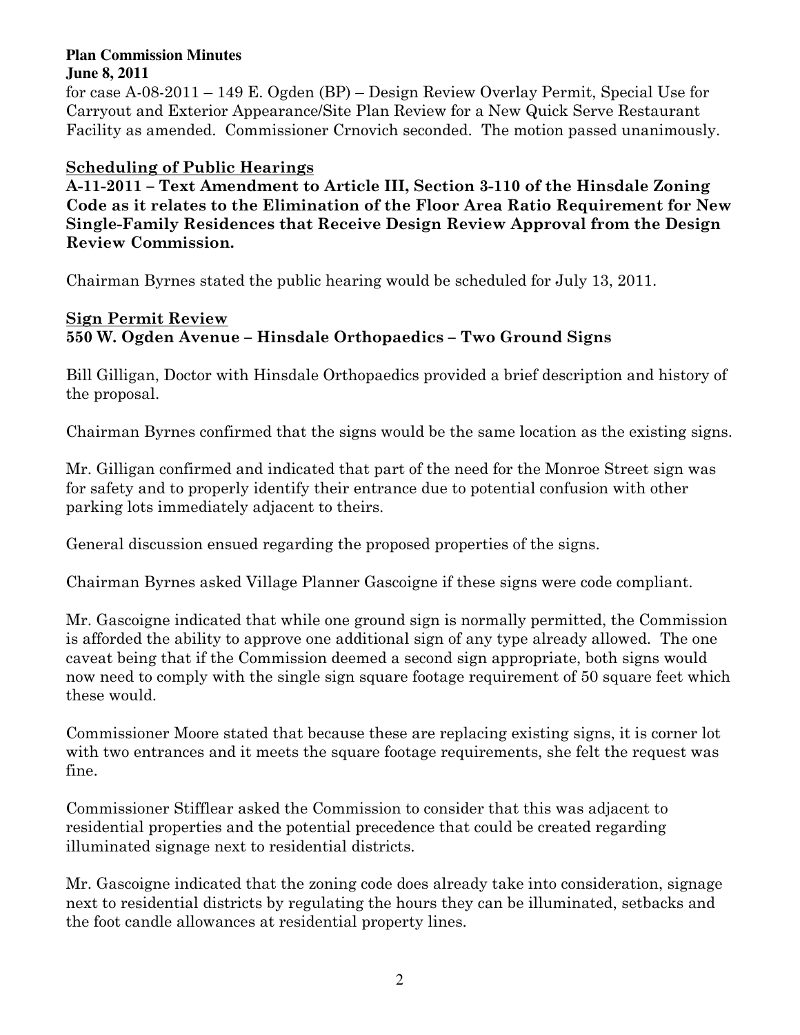for case A-08-2011 – 149 E. Ogden (BP) – Design Review Overlay Permit, Special Use for Carryout and Exterior Appearance/Site Plan Review for a New Quick Serve Restaurant Facility as amended. Commissioner Crnovich seconded. The motion passed unanimously.

## Scheduling of Public Hearings

**A-11-2011 – Text Amendment to Article III, Section 3-110 of the Hinsdale Zoning Code as it relates to the Elimination of the Floor Area Ratio Requirement for New Single-Family Residences that Receive Design Review Approval from the Design Review Commission.**

Chairman Byrnes stated the public hearing would be scheduled for July 13, 2011.

## Sign Permit Review

**550 W. Ogden Avenue – Hinsdale Orthopaedics – Two Ground Signs**

Bill Gilligan, Doctor with Hinsdale Orthopaedics provided a brief description and history of the proposal.

Chairman Byrnes confirmed that the signs would be the same location as the existing signs.

Mr. Gilligan confirmed and indicated that part of the need for the Monroe Street sign was for safety and to properly identify their entrance due to potential confusion with other parking lots immediately adjacent to theirs.

General discussion ensued regarding the proposed properties of the signs.

Chairman Byrnes asked Village Planner Gascoigne if these signs were code compliant.

Mr. Gascoigne indicated that while one ground sign is normally permitted, the Commission is afforded the ability to approve one additional sign of any type already allowed. The one caveat being that if the Commission deemed a second sign appropriate, both signs would now need to comply with the single sign square footage requirement of 50 square feet which these would.

Commissioner Moore stated that because these are replacing existing signs, it is corner lot with two entrances and it meets the square footage requirements, she felt the request was fine.

Commissioner Stifflear asked the Commission to consider that this was adjacent to residential properties and the potential precedence that could be created regarding illuminated signage next to residential districts.

Mr. Gascoigne indicated that the zoning code does already take into consideration, signage next to residential districts by regulating the hours they can be illuminated, setbacks and the foot candle allowances at residential property lines.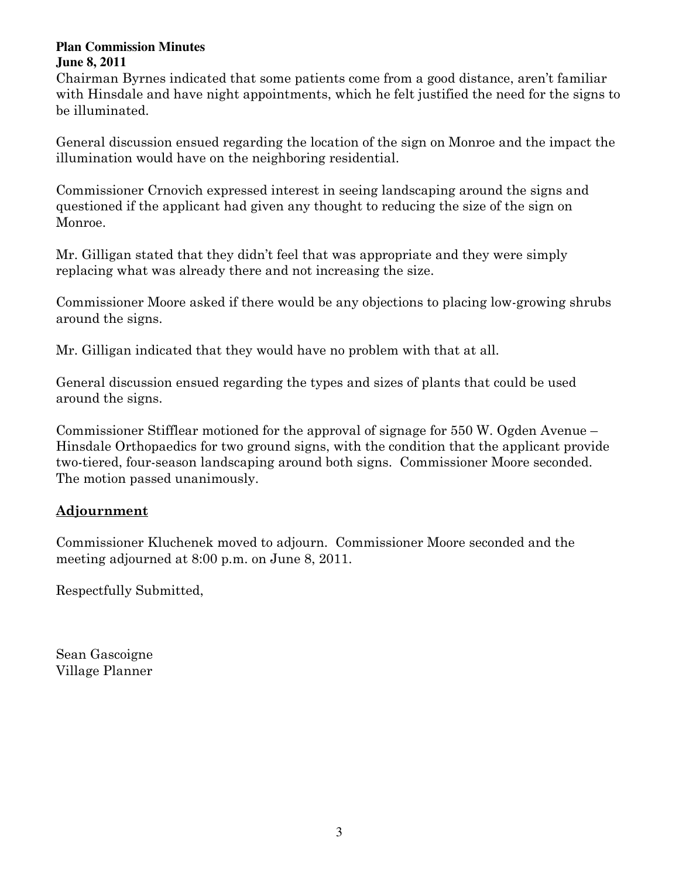Chairman Byrnes indicated that some patients come from a good distance, aren't familiar with Hinsdale and have night appointments, which he felt justified the need for the signs to be illuminated.

General discussion ensued regarding the location of the sign on Monroe and the impact the illumination would have on the neighboring residential.

Commissioner Crnovich expressed interest in seeing landscaping around the signs and questioned if the applicant had given any thought to reducing the size of the sign on Monroe.

Mr. Gilligan stated that they didn't feel that was appropriate and they were simply replacing what was already there and not increasing the size.

Commissioner Moore asked if there would be any objections to placing low-growing shrubs around the signs.

Mr. Gilligan indicated that they would have no problem with that at all.

General discussion ensued regarding the types and sizes of plants that could be used around the signs.

Commissioner Stifflear motioned for the approval of signage for 550 W. Ogden Avenue – Hinsdale Orthopaedics for two ground signs, with the condition that the applicant provide two-tiered, four-season landscaping around both signs. Commissioner Moore seconded. The motion passed unanimously.

## Adjournment

Commissioner Kluchenek moved to adjourn. Commissioner Moore seconded and the meeting adjourned at 8:00 p.m. on June 8, 2011.

Respectfully Submitted,

Sean Gascoigne
Village Planner